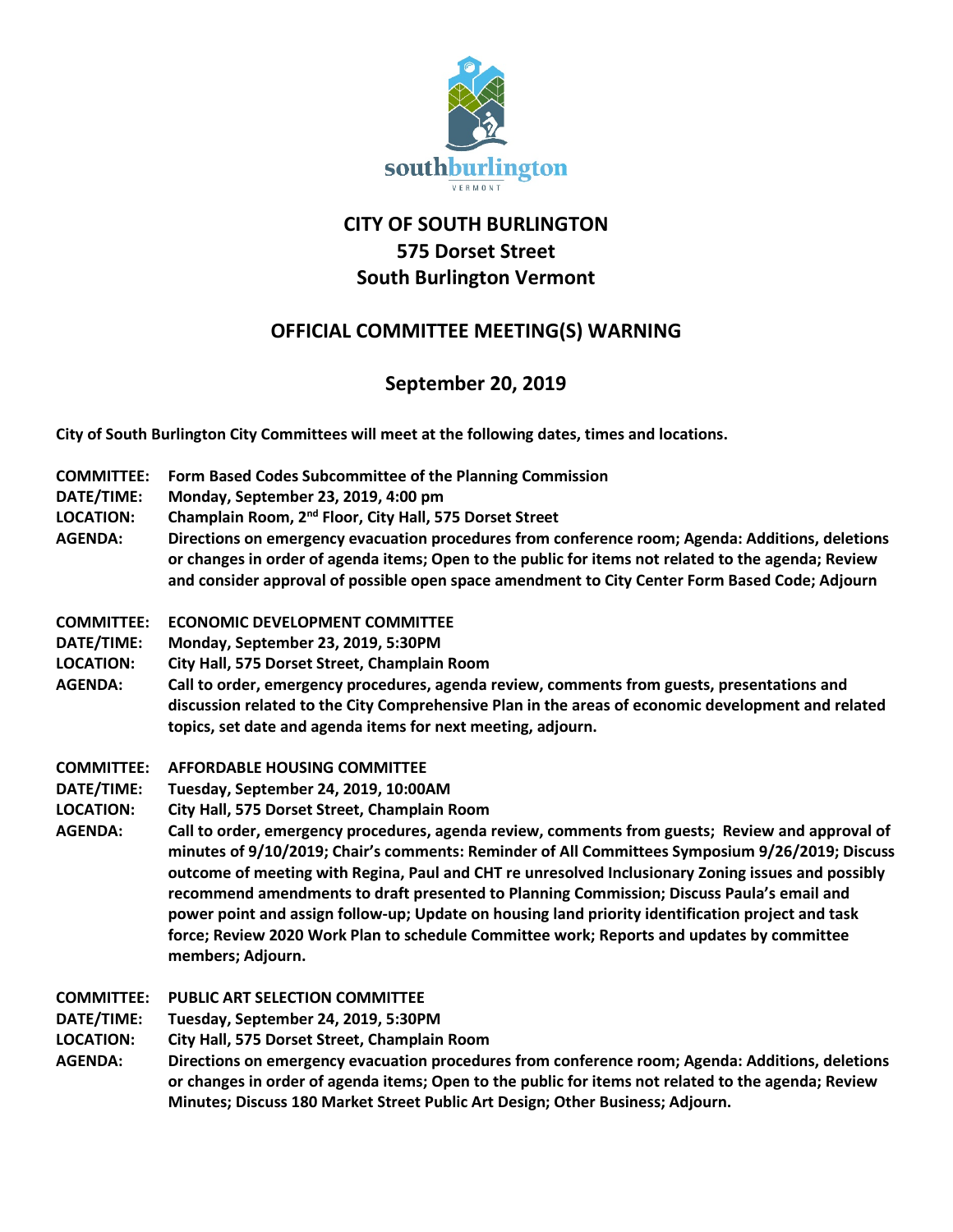# CITY OF SOUTH BURLINGTON
# 575 Dorset Street
# South Burlington Vermont

## OFFICIAL COMMITTEE MEETING(S) WARNING

## September 20, 2019

**City of South Burlington City Committees will meet at the following dates, times and locations.**

**COMMITTEE:** **Form Based Codes Subcommittee of the Planning Commission**
**DATE/TIME:** **Monday, September 23, 2019, 4:00 pm**
**LOCATION:** **Champlain Room, 2nd Floor, City Hall, 575 Dorset Street**
**AGENDA:** **Directions on emergency evacuation procedures from conference room; Agenda: Additions, deletions or changes in order of agenda items; Open to the public for items not related to the agenda; Review and consider approval of possible open space amendment to City Center Form Based Code; Adjourn**

**COMMITTEE:** **ECONOMIC DEVELOPMENT COMMITTEE**
**DATE/TIME:** **Monday, September 23, 2019, 5:30PM**
**LOCATION:** **City Hall, 575 Dorset Street, Champlain Room**
**AGENDA:** **Call to order, emergency procedures, agenda review, comments from guests, presentations and discussion related to the City Comprehensive Plan in the areas of economic development and related topics, set date and agenda items for next meeting, adjourn.**

**COMMITTEE:** **AFFORDABLE HOUSING COMMITTEE**
**DATE/TIME:** **Tuesday, September 24, 2019, 10:00AM**
**LOCATION:** **City Hall, 575 Dorset Street, Champlain Room**
**AGENDA:** **Call to order, emergency procedures, agenda review, comments from guests; Review and approval of minutes of 9/10/2019; Chair's comments: Reminder of All Committees Symposium 9/26/2019; Discuss outcome of meeting with Regina, Paul and CHT re unresolved Inclusionary Zoning issues and possibly recommend amendments to draft presented to Planning Commission; Discuss Paula's email and power point and assign follow-up; Update on housing land priority identification project and task force; Review 2020 Work Plan to schedule Committee work; Reports and updates by committee members; Adjourn.**

**COMMITTEE:** **PUBLIC ART SELECTION COMMITTEE**
**DATE/TIME:** **Tuesday, September 24, 2019, 5:30PM**
**LOCATION:** **City Hall, 575 Dorset Street, Champlain Room**
**AGENDA:** **Directions on emergency evacuation procedures from conference room; Agenda: Additions, deletions or changes in order of agenda items; Open to the public for items not related to the agenda; Review Minutes; Discuss 180 Market Street Public Art Design; Other Business; Adjourn.**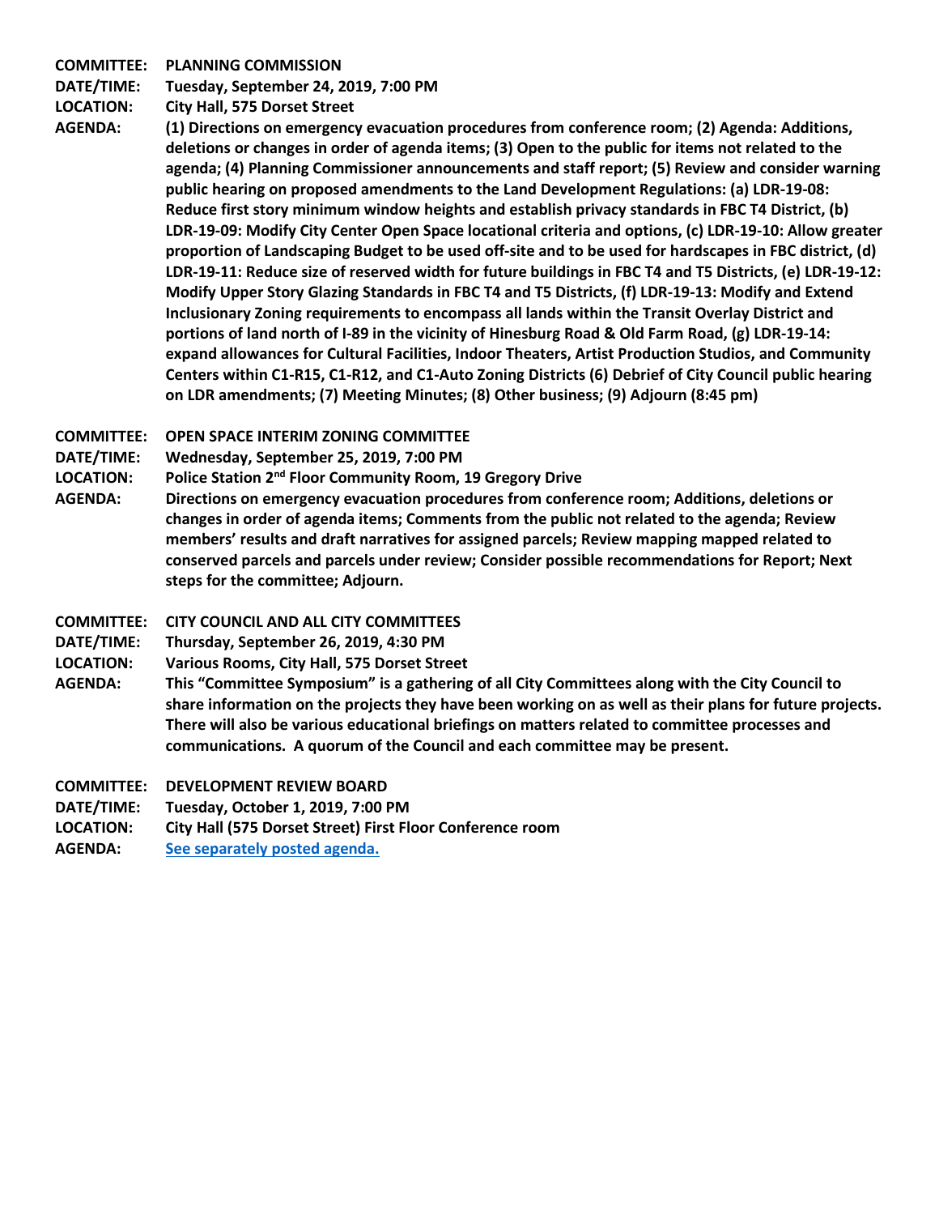**COMMITTEE: PLANNING COMMISSION**

**DATE/TIME: Tuesday, September 24, 2019, 7:00 PM**

**LOCATION: City Hall, 575 Dorset Street**

**AGENDA: (1) Directions on emergency evacuation procedures from conference room; (2) Agenda: Additions, deletions or changes in order of agenda items; (3) Open to the public for items not related to the agenda; (4) Planning Commissioner announcements and staff report; (5) Review and consider warning public hearing on proposed amendments to the Land Development Regulations: (a) LDR-19-08: Reduce first story minimum window heights and establish privacy standards in FBC T4 District, (b) LDR-19-09: Modify City Center Open Space locational criteria and options, (c) LDR-19-10: Allow greater proportion of Landscaping Budget to be used off-site and to be used for hardscapes in FBC district, (d) LDR-19-11: Reduce size of reserved width for future buildings in FBC T4 and T5 Districts, (e) LDR-19-12: Modify Upper Story Glazing Standards in FBC T4 and T5 Districts, (f) LDR-19-13: Modify and Extend Inclusionary Zoning requirements to encompass all lands within the Transit Overlay District and portions of land north of I-89 in the vicinity of Hinesburg Road & Old Farm Road, (g) LDR-19-14: expand allowances for Cultural Facilities, Indoor Theaters, Artist Production Studios, and Community Centers within C1-R15, C1-R12, and C1-Auto Zoning Districts (6) Debrief of City Council public hearing on LDR amendments; (7) Meeting Minutes; (8) Other business; (9) Adjourn (8:45 pm)**

**COMMITTEE: OPEN SPACE INTERIM ZONING COMMITTEE**

**DATE/TIME: Wednesday, September 25, 2019, 7:00 PM**

**LOCATION: Police Station 2nd Floor Community Room, 19 Gregory Drive**

**AGENDA: Directions on emergency evacuation procedures from conference room; Additions, deletions or changes in order of agenda items; Comments from the public not related to the agenda; Review members' results and draft narratives for assigned parcels; Review mapping mapped related to conserved parcels and parcels under review; Consider possible recommendations for Report; Next steps for the committee; Adjourn.**

**COMMITTEE: CITY COUNCIL AND ALL CITY COMMITTEES**

**DATE/TIME: Thursday, September 26, 2019, 4:30 PM**

**LOCATION: Various Rooms, City Hall, 575 Dorset Street**

**AGENDA: This "Committee Symposium" is a gathering of all City Committees along with the City Council to share information on the projects they have been working on as well as their plans for future projects. There will also be various educational briefings on matters related to committee processes and communications. A quorum of the Council and each committee may be present.**

**COMMITTEE: DEVELOPMENT REVIEW BOARD**

**DATE/TIME: Tuesday, October 1, 2019, 7:00 PM**

**LOCATION: City Hall (575 Dorset Street) First Floor Conference room**

**AGENDA: See separately posted agenda.**